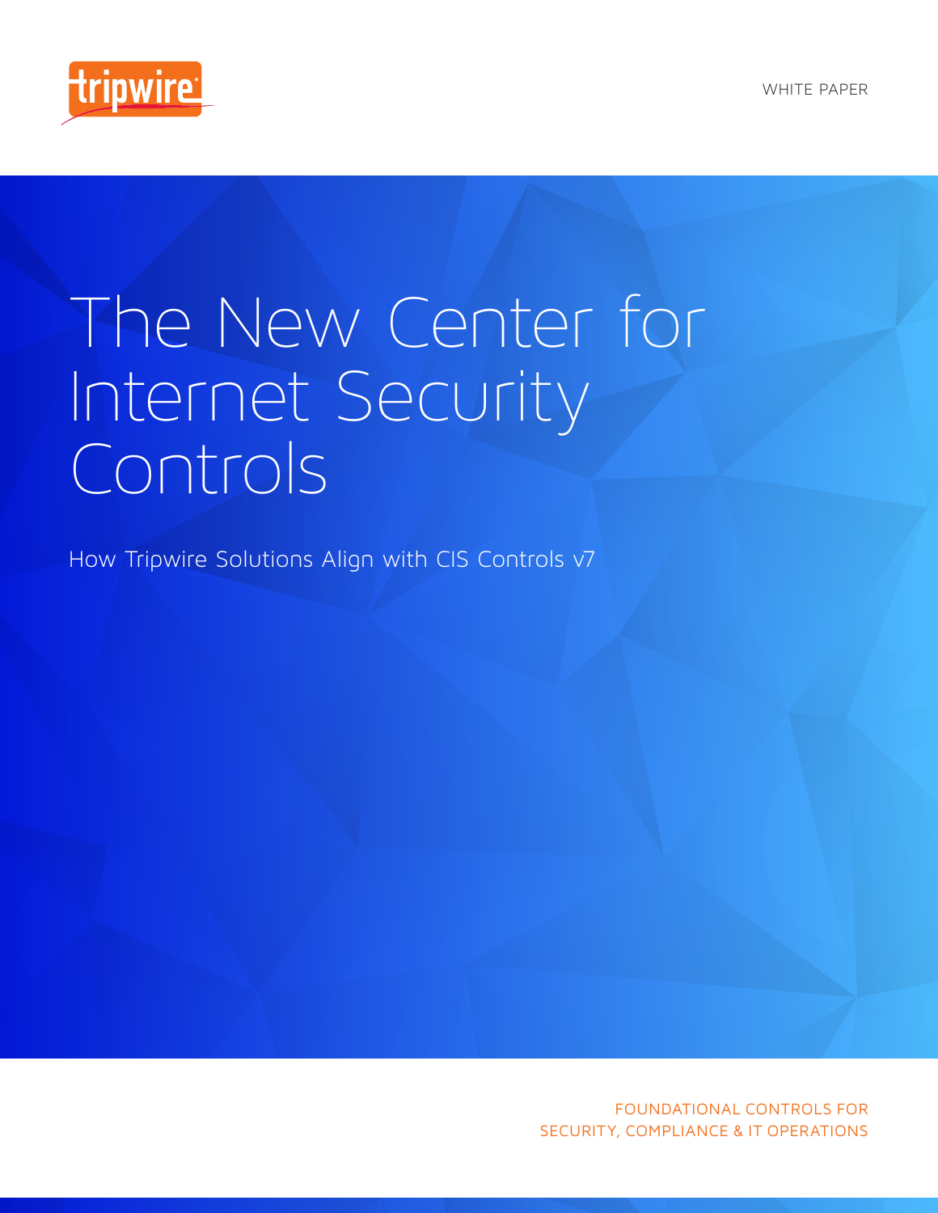tripwire

WHITE PAPER

# The New Center for Internet Security Controls

How Tripwire Solutions Align with CIS Controls v7

FOUNDATIONAL CONTROLS FOR SECURITY, COMPLIANCE & IT OPERATIONS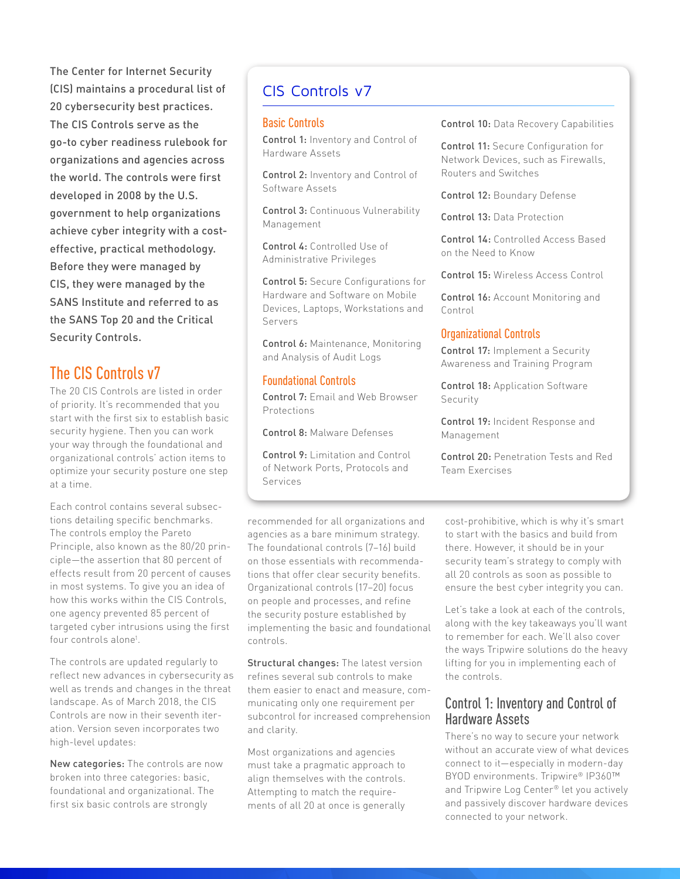The Center for Internet Security (CIS) maintains a procedural list of 20 cybersecurity best practices. The CIS Controls serve as the go-to cyber readiness rulebook for organizations and agencies across the world. The controls were first developed in 2008 by the U.S. government to help organizations achieve cyber integrity with a cost-effective, practical methodology. Before they were managed by CIS, they were managed by the SANS Institute and referred to as the SANS Top 20 and the Critical Security Controls.

## The CIS Controls v7

The 20 CIS Controls are listed in order of priority. It's recommended that you start with the first six to establish basic security hygiene. Then you can work your way through the foundational and organizational controls' action items to optimize your security posture one step at a time.

Each control contains several subsections detailing specific benchmarks. The controls employ the Pareto Principle, also known as the 80/20 principle—the assertion that 80 percent of effects result from 20 percent of causes in most systems. To give you an idea of how this works within the CIS Controls, one agency prevented 85 percent of targeted cyber intrusions using the first four controls alone[1].

The controls are updated regularly to reflect new advances in cybersecurity as well as trends and changes in the threat landscape. As of March 2018, the CIS Controls are now in their seventh iteration. Version seven incorporates two high-level updates:

**New categories:** The controls are now broken into three categories: basic, foundational and organizational. The first six basic controls are strongly recommended for all organizations and agencies as a bare minimum strategy. The foundational controls (7–16) build on those essentials with recommendations that offer clear security benefits. Organizational controls (17–20) focus on people and processes, and refine the security posture established by implementing the basic and foundational controls.

**Structural changes:** The latest version refines several sub controls to make them easier to enact and measure, communicating only one requirement per subcontrol for increased comprehension and clarity.

Most organizations and agencies must take a pragmatic approach to align themselves with the controls. Attempting to match the requirements of all 20 at once is generally cost-prohibitive, which is why it's smart to start with the basics and build from there. However, it should be in your security team's strategy to comply with all 20 controls as soon as possible to ensure the best cyber integrity you can.

Let's take a look at each of the controls, along with the key takeaways you'll want to remember for each. We'll also cover the ways Tripwire solutions do the heavy lifting for you in implementing each of the controls.

## CIS Controls v7

### Basic Controls

**Control 1:** Inventory and Control of Hardware Assets

**Control 2:** Inventory and Control of Software Assets

**Control 3:** Continuous Vulnerability Management

**Control 4:** Controlled Use of Administrative Privileges

**Control 5:** Secure Configurations for Hardware and Software on Mobile Devices, Laptops, Workstations and Servers

**Control 6:** Maintenance, Monitoring and Analysis of Audit Logs

### Foundational Controls

**Control 7:** Email and Web Browser Protections

**Control 8:** Malware Defenses

**Control 9:** Limitation and Control of Network Ports, Protocols and Services

**Control 10:** Data Recovery Capabilities

**Control 11:** Secure Configuration for Network Devices, such as Firewalls, Routers and Switches

**Control 12:** Boundary Defense

**Control 13:** Data Protection

**Control 14:** Controlled Access Based on the Need to Know

**Control 15:** Wireless Access Control

**Control 16:** Account Monitoring and Control

### Organizational Controls

**Control 17:** Implement a Security Awareness and Training Program

**Control 18:** Application Software Security

**Control 19:** Incident Response and Management

**Control 20:** Penetration Tests and Red Team Exercises

## Control 1: Inventory and Control of Hardware Assets

There's no way to secure your network without an accurate view of what devices connect to it—especially in modern-day BYOD environments. Tripwire® IP360™ and Tripwire Log Center® let you actively and passively discover hardware devices connected to your network.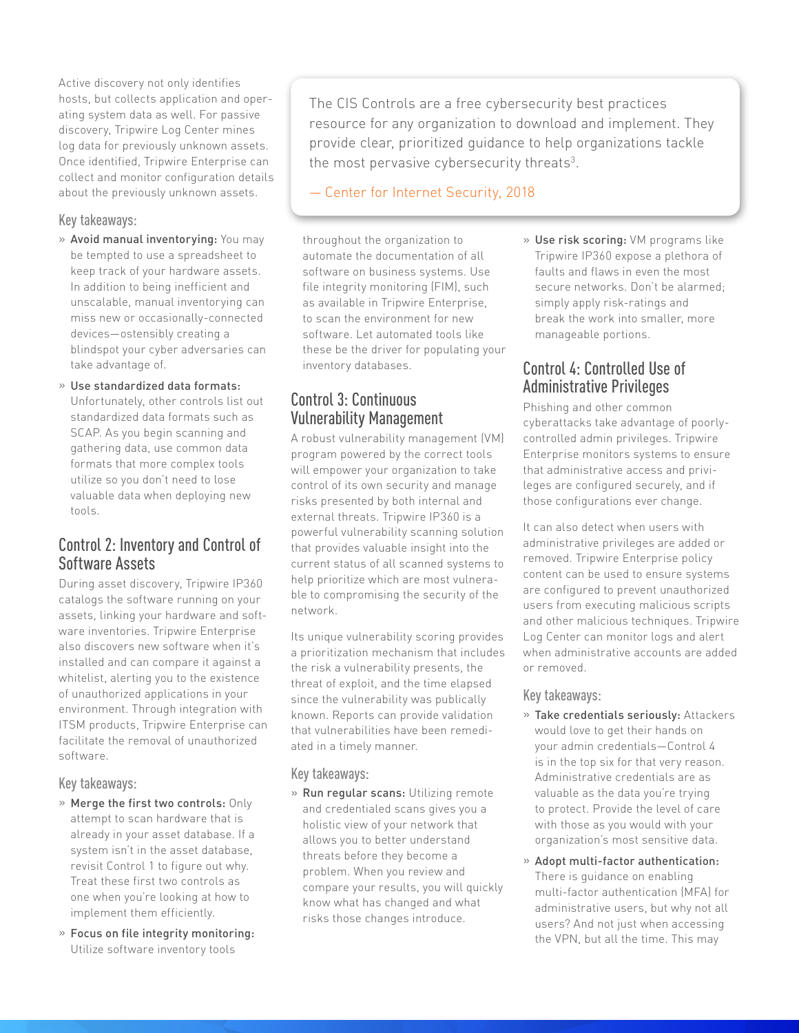Active discovery not only identifies hosts, but collects application and operating system data as well. For passive discovery, Tripwire Log Center mines log data for previously unknown assets. Once identified, Tripwire Enterprise can collect and monitor configuration details about the previously unknown assets.

### Key takeaways:

- **Avoid manual inventorying:** You may be tempted to use a spreadsheet to keep track of your hardware assets. In addition to being inefficient and unscalable, manual inventorying can miss new or occasionally-connected devices—ostensibly creating a blindspot your cyber adversaries can take advantage of.
- **Use standardized data formats:** Unfortunately, other controls list out standardized data formats such as SCAP. As you begin scanning and gathering data, use common data formats that more complex tools utilize so you don't need to lose valuable data when deploying new tools.

## Control 2: Inventory and Control of Software Assets

During asset discovery, Tripwire IP360 catalogs the software running on your assets, linking your hardware and software inventories. Tripwire Enterprise also discovers new software when it's installed and can compare it against a whitelist, alerting you to the existence of unauthorized applications in your environment. Through integration with ITSM products, Tripwire Enterprise can facilitate the removal of unauthorized software.

### Key takeaways:

- **Merge the first two controls:** Only attempt to scan hardware that is already in your asset database. If a system isn't in the asset database, revisit Control 1 to figure out why. Treat these first two controls as one when you're looking at how to implement them efficiently.
- **Focus on file integrity monitoring:** Utilize software inventory tools throughout the organization to automate the documentation of all software on business systems. Use file integrity monitoring (FIM), such as available in Tripwire Enterprise, to scan the environment for new software. Let automated tools like these be the driver for populating your inventory databases.

> The CIS Controls are a free cybersecurity best practices resource for any organization to download and implement. They provide clear, prioritized guidance to help organizations tackle the most pervasive cybersecurity threats[3].
>
> — Center for Internet Security, 2018

## Control 3: Continuous Vulnerability Management

A robust vulnerability management (VM) program powered by the correct tools will empower your organization to take control of its own security and manage risks presented by both internal and external threats. Tripwire IP360 is a powerful vulnerability scanning solution that provides valuable insight into the current status of all scanned systems to help prioritize which are most vulnerable to compromising the security of the network.

Its unique vulnerability scoring provides a prioritization mechanism that includes the risk a vulnerability presents, the threat of exploit, and the time elapsed since the vulnerability was publically known. Reports can provide validation that vulnerabilities have been remediated in a timely manner.

### Key takeaways:

- **Run regular scans:** Utilizing remote and credentialed scans gives you a holistic view of your network that allows you to better understand threats before they become a problem. When you review and compare your results, you will quickly know what has changed and what risks those changes introduce.
- **Use risk scoring:** VM programs like Tripwire IP360 expose a plethora of faults and flaws in even the most secure networks. Don't be alarmed; simply apply risk-ratings and break the work into smaller, more manageable portions.

## Control 4: Controlled Use of Administrative Privileges

Phishing and other common cyberattacks take advantage of poorly-controlled admin privileges. Tripwire Enterprise monitors systems to ensure that administrative access and privileges are configured securely, and if those configurations ever change.

It can also detect when users with administrative privileges are added or removed. Tripwire Enterprise policy content can be used to ensure systems are configured to prevent unauthorized users from executing malicious scripts and other malicious techniques. Tripwire Log Center can monitor logs and alert when administrative accounts are added or removed.

### Key takeaways:

- **Take credentials seriously:** Attackers would love to get their hands on your admin credentials—Control 4 is in the top six for that very reason. Administrative credentials are as valuable as the data you're trying to protect. Provide the level of care with those as you would with your organization's most sensitive data.
- **Adopt multi-factor authentication:** There is guidance on enabling multi-factor authentication (MFA) for administrative users, but why not all users? And not just when accessing the VPN, but all the time. This may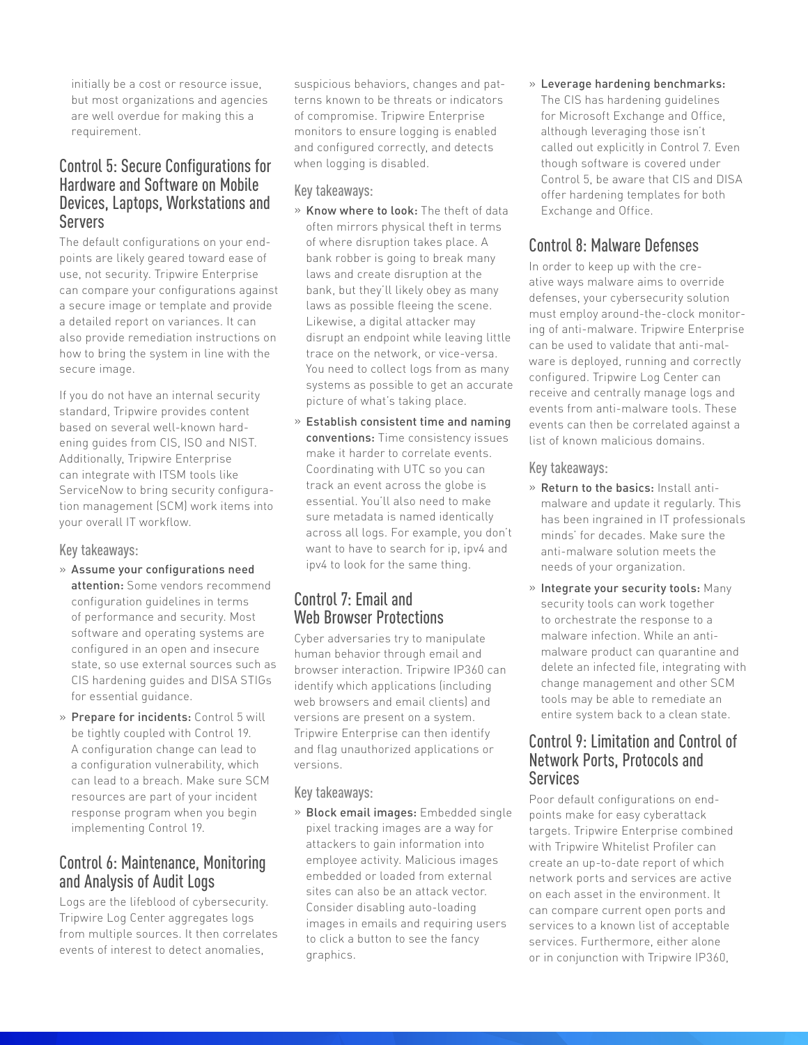initially be a cost or resource issue, but most organizations and agencies are well overdue for making this a requirement.

## Control 5: Secure Configurations for Hardware and Software on Mobile Devices, Laptops, Workstations and Servers

The default configurations on your endpoints are likely geared toward ease of use, not security. Tripwire Enterprise can compare your configurations against a secure image or template and provide a detailed report on variances. It can also provide remediation instructions on how to bring the system in line with the secure image.

If you do not have an internal security standard, Tripwire provides content based on several well-known hardening guides from CIS, ISO and NIST. Additionally, Tripwire Enterprise can integrate with ITSM tools like ServiceNow to bring security configuration management (SCM) work items into your overall IT workflow.

### Key takeaways:

» **Assume your configurations need attention:** Some vendors recommend configuration guidelines in terms of performance and security. Most software and operating systems are configured in an open and insecure state, so use external sources such as CIS hardening guides and DISA STIGs for essential guidance.

» **Prepare for incidents:** Control 5 will be tightly coupled with Control 19. A configuration change can lead to a configuration vulnerability, which can lead to a breach. Make sure SCM resources are part of your incident response program when you begin implementing Control 19.

## Control 6: Maintenance, Monitoring and Analysis of Audit Logs

Logs are the lifeblood of cybersecurity. Tripwire Log Center aggregates logs from multiple sources. It then correlates events of interest to detect anomalies, suspicious behaviors, changes and patterns known to be threats or indicators of compromise. Tripwire Enterprise monitors to ensure logging is enabled and configured correctly, and detects when logging is disabled.

### Key takeaways:

» **Know where to look:** The theft of data often mirrors physical theft in terms of where disruption takes place. A bank robber is going to break many laws and create disruption at the bank, but they'll likely obey as many laws as possible fleeing the scene. Likewise, a digital attacker may disrupt an endpoint while leaving little trace on the network, or vice-versa. You need to collect logs from as many systems as possible to get an accurate picture of what's taking place.

» **Establish consistent time and naming conventions:** Time consistency issues make it harder to correlate events. Coordinating with UTC so you can track an event across the globe is essential. You'll also need to make sure metadata is named identically across all logs. For example, you don't want to have to search for ip, ipv4 and ipv4 to look for the same thing.

## Control 7: Email and Web Browser Protections

Cyber adversaries try to manipulate human behavior through email and browser interaction. Tripwire IP360 can identify which applications (including web browsers and email clients) and versions are present on a system. Tripwire Enterprise can then identify and flag unauthorized applications or versions.

### Key takeaways:

» **Block email images:** Embedded single pixel tracking images are a way for attackers to gain information into employee activity. Malicious images embedded or loaded from external sites can also be an attack vector. Consider disabling auto-loading images in emails and requiring users to click a button to see the fancy graphics.

» **Leverage hardening benchmarks:** The CIS has hardening guidelines for Microsoft Exchange and Office, although leveraging those isn't called out explicitly in Control 7. Even though software is covered under Control 5, be aware that CIS and DISA offer hardening templates for both Exchange and Office.

## Control 8: Malware Defenses

In order to keep up with the creative ways malware aims to override defenses, your cybersecurity solution must employ around-the-clock monitoring of anti-malware. Tripwire Enterprise can be used to validate that anti-malware is deployed, running and correctly configured. Tripwire Log Center can receive and centrally manage logs and events from anti-malware tools. These events can then be correlated against a list of known malicious domains.

### Key takeaways:

» **Return to the basics:** Install anti-malware and update it regularly. This has been ingrained in IT professionals minds' for decades. Make sure the anti-malware solution meets the needs of your organization.

» **Integrate your security tools:** Many security tools can work together to orchestrate the response to a malware infection. While an anti-malware product can quarantine and delete an infected file, integrating with change management and other SCM tools may be able to remediate an entire system back to a clean state.

## Control 9: Limitation and Control of Network Ports, Protocols and Services

Poor default configurations on endpoints make for easy cyberattack targets. Tripwire Enterprise combined with Tripwire Whitelist Profiler can create an up-to-date report of which network ports and services are active on each asset in the environment. It can compare current open ports and services to a known list of acceptable services. Furthermore, either alone or in conjunction with Tripwire IP360,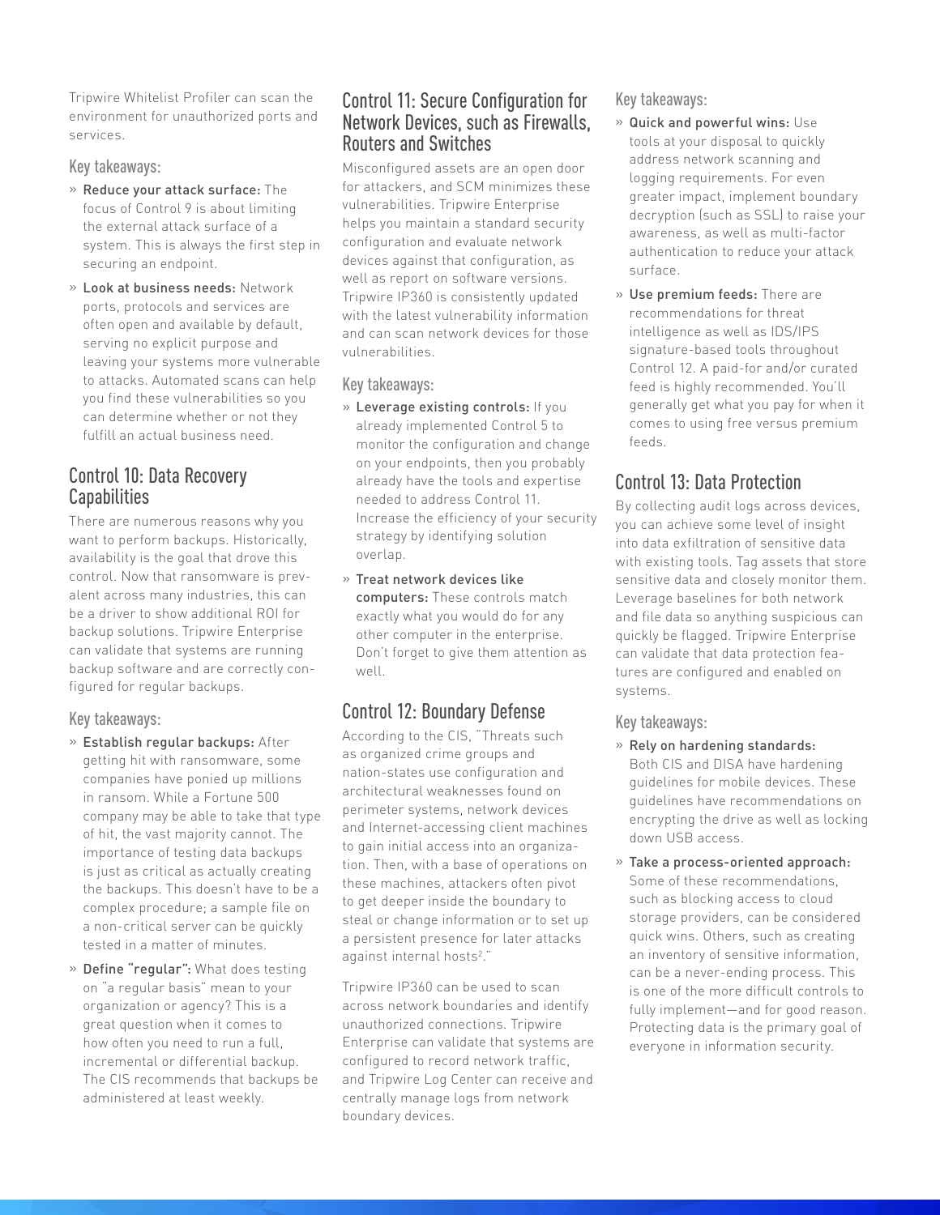Tripwire Whitelist Profiler can scan the environment for unauthorized ports and services.

### Key takeaways:

- **Reduce your attack surface:** The focus of Control 9 is about limiting the external attack surface of a system. This is always the first step in securing an endpoint.
- **Look at business needs:** Network ports, protocols and services are often open and available by default, serving no explicit purpose and leaving your systems more vulnerable to attacks. Automated scans can help you find these vulnerabilities so you can determine whether or not they fulfill an actual business need.

## Control 10: Data Recovery Capabilities

There are numerous reasons why you want to perform backups. Historically, availability is the goal that drove this control. Now that ransomware is prevalent across many industries, this can be a driver to show additional ROI for backup solutions. Tripwire Enterprise can validate that systems are running backup software and are correctly configured for regular backups.

### Key takeaways:

- **Establish regular backups:** After getting hit with ransomware, some companies have ponied up millions in ransom. While a Fortune 500 company may be able to take that type of hit, the vast majority cannot. The importance of testing data backups is just as critical as actually creating the backups. This doesn't have to be a complex procedure; a sample file on a non-critical server can be quickly tested in a matter of minutes.
- **Define "regular":** What does testing on "a regular basis" mean to your organization or agency? This is a great question when it comes to how often you need to run a full, incremental or differential backup. The CIS recommends that backups be administered at least weekly.

## Control 11: Secure Configuration for Network Devices, such as Firewalls, Routers and Switches

Misconfigured assets are an open door for attackers, and SCM minimizes these vulnerabilities. Tripwire Enterprise helps you maintain a standard security configuration and evaluate network devices against that configuration, as well as report on software versions. Tripwire IP360 is consistently updated with the latest vulnerability information and can scan network devices for those vulnerabilities.

### Key takeaways:

- **Leverage existing controls:** If you already implemented Control 5 to monitor the configuration and change on your endpoints, then you probably already have the tools and expertise needed to address Control 11. Increase the efficiency of your security strategy by identifying solution overlap.
- **Treat network devices like computers:** These controls match exactly what you would do for any other computer in the enterprise. Don't forget to give them attention as well.

## Control 12: Boundary Defense

According to the CIS, "Threats such as organized crime groups and nation-states use configuration and architectural weaknesses found on perimeter systems, network devices and Internet-accessing client machines to gain initial access into an organization. Then, with a base of operations on these machines, attackers often pivot to get deeper inside the boundary to steal or change information or to set up a persistent presence for later attacks against internal hosts[2]."

Tripwire IP360 can be used to scan across network boundaries and identify unauthorized connections. Tripwire Enterprise can validate that systems are configured to record network traffic, and Tripwire Log Center can receive and centrally manage logs from network boundary devices.

### Key takeaways:

- **Quick and powerful wins:** Use tools at your disposal to quickly address network scanning and logging requirements. For even greater impact, implement boundary decryption (such as SSL) to raise your awareness, as well as multi-factor authentication to reduce your attack surface.
- **Use premium feeds:** There are recommendations for threat intelligence as well as IDS/IPS signature-based tools throughout Control 12. A paid-for and/or curated feed is highly recommended. You'll generally get what you pay for when it comes to using free versus premium feeds.

## Control 13: Data Protection

By collecting audit logs across devices, you can achieve some level of insight into data exfiltration of sensitive data with existing tools. Tag assets that store sensitive data and closely monitor them. Leverage baselines for both network and file data so anything suspicious can quickly be flagged. Tripwire Enterprise can validate that data protection features are configured and enabled on systems.

### Key takeaways:

- **Rely on hardening standards:** Both CIS and DISA have hardening guidelines for mobile devices. These guidelines have recommendations on encrypting the drive as well as locking down USB access.
- **Take a process-oriented approach:** Some of these recommendations, such as blocking access to cloud storage providers, can be considered quick wins. Others, such as creating an inventory of sensitive information, can be a never-ending process. This is one of the more difficult controls to fully implement—and for good reason. Protecting data is the primary goal of everyone in information security.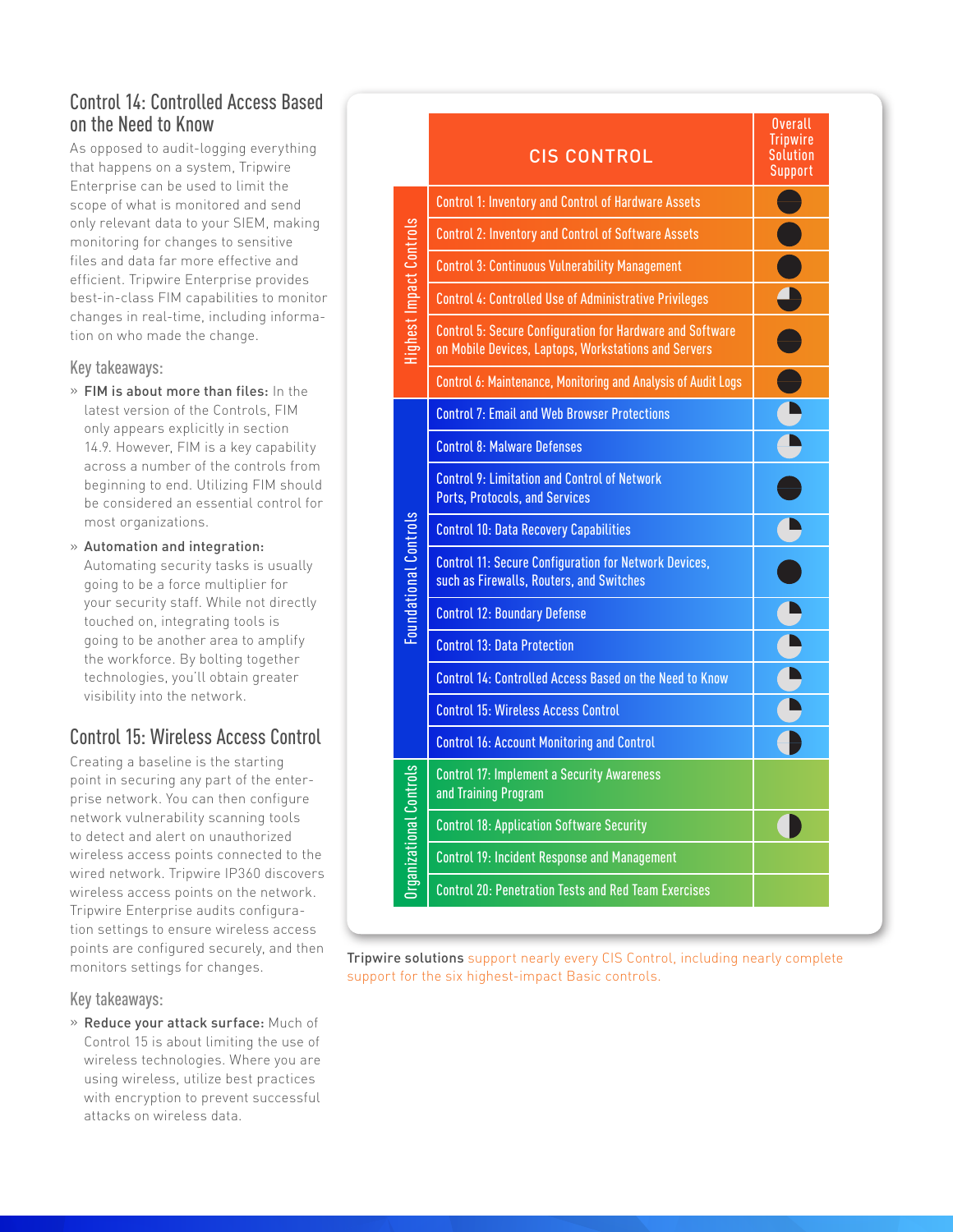## Control 14: Controlled Access Based on the Need to Know

As opposed to audit-logging everything that happens on a system, Tripwire Enterprise can be used to limit the scope of what is monitored and send only relevant data to your SIEM, making monitoring for changes to sensitive files and data far more effective and efficient. Tripwire Enterprise provides best-in-class FIM capabilities to monitor changes in real-time, including information on who made the change.

### Key takeaways:

- **FIM is about more than files:** In the latest version of the Controls, FIM only appears explicitly in section 14.9. However, FIM is a key capability across a number of the controls from beginning to end. Utilizing FIM should be considered an essential control for most organizations.
- **Automation and integration:** Automating security tasks is usually going to be a force multiplier for your security staff. While not directly touched on, integrating tools is going to be another area to amplify the workforce. By bolting together technologies, you'll obtain greater visibility into the network.

## Control 15: Wireless Access Control

Creating a baseline is the starting point in securing any part of the enterprise network. You can then configure network vulnerability scanning tools to detect and alert on unauthorized wireless access points connected to the wired network. Tripwire IP360 discovers wireless access points on the network. Tripwire Enterprise audits configuration settings to ensure wireless access points are configured securely, and then monitors settings for changes.

### Key takeaways:

- **Reduce your attack surface:** Much of Control 15 is about limiting the use of wireless technologies. Where you are using wireless, utilize best practices with encryption to prevent successful attacks on wireless data.

| | CIS CONTROL | Overall Tripwire Solution Support |
|---|---|---|
| Highest Impact Controls | Control 1: Inventory and Control of Hardware Assets | ● |
| | Control 2: Inventory and Control of Software Assets | ● |
| | Control 3: Continuous Vulnerability Management | ● |
| | Control 4: Controlled Use of Administrative Privileges | ◕ |
| | Control 5: Secure Configuration for Hardware and Software on Mobile Devices, Laptops, Workstations and Servers | ● |
| | Control 6: Maintenance, Monitoring and Analysis of Audit Logs | ● |
| Foundational Controls | Control 7: Email and Web Browser Protections | ◔ |
| | Control 8: Malware Defenses | ◔ |
| | Control 9: Limitation and Control of Network Ports, Protocols, and Services | ● |
| | Control 10: Data Recovery Capabilities | ◔ |
| | Control 11: Secure Configuration for Network Devices, such as Firewalls, Routers, and Switches | ● |
| | Control 12: Boundary Defense | ◔ |
| | Control 13: Data Protection | ◔ |
| | Control 14: Controlled Access Based on the Need to Know | ◔ |
| | Control 15: Wireless Access Control | ◔ |
| | Control 16: Account Monitoring and Control | ◑ |
| Organizational Controls | Control 17: Implement a Security Awareness and Training Program | |
| | Control 18: Application Software Security | ◑ |
| | Control 19: Incident Response and Management | |
| | Control 20: Penetration Tests and Red Team Exercises | |

**Tripwire solutions** support nearly every CIS Control, including nearly complete support for the six highest-impact Basic controls.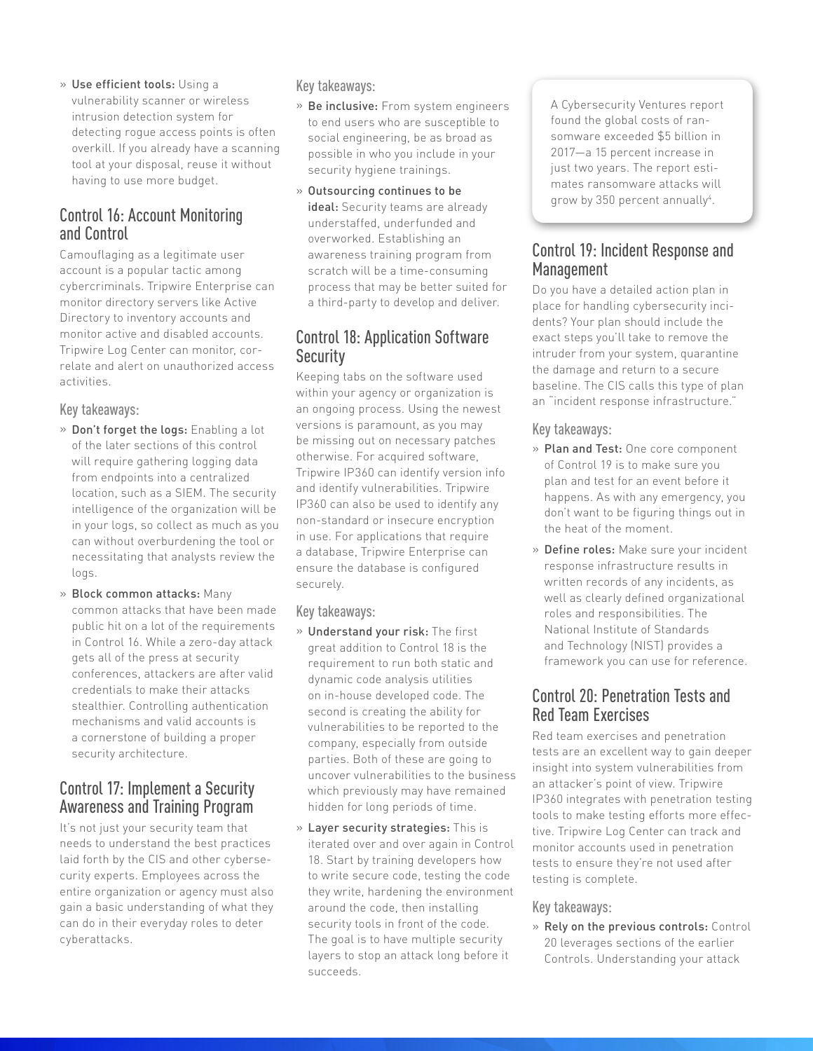» **Use efficient tools:** Using a vulnerability scanner or wireless intrusion detection system for detecting rogue access points is often overkill. If you already have a scanning tool at your disposal, reuse it without having to use more budget.

## Control 16: Account Monitoring and Control

Camouflaging as a legitimate user account is a popular tactic among cybercriminals. Tripwire Enterprise can monitor directory servers like Active Directory to inventory accounts and monitor active and disabled accounts. Tripwire Log Center can monitor, correlate and alert on unauthorized access activities.

### Key takeaways:

» **Don't forget the logs:** Enabling a lot of the later sections of this control will require gathering logging data from endpoints into a centralized location, such as a SIEM. The security intelligence of the organization will be in your logs, so collect as much as you can without overburdening the tool or necessitating that analysts review the logs.

» **Block common attacks:** Many common attacks that have been made public hit on a lot of the requirements in Control 16. While a zero-day attack gets all of the press at security conferences, attackers are after valid credentials to make their attacks stealthier. Controlling authentication mechanisms and valid accounts is a cornerstone of building a proper security architecture.

## Control 17: Implement a Security Awareness and Training Program

It's not just your security team that needs to understand the best practices laid forth by the CIS and other cybersecurity experts. Employees across the entire organization or agency must also gain a basic understanding of what they can do in their everyday roles to deter cyberattacks.

### Key takeaways:

» **Be inclusive:** From system engineers to end users who are susceptible to social engineering, be as broad as possible in who you include in your security hygiene trainings.

» **Outsourcing continues to be ideal:** Security teams are already understaffed, underfunded and overworked. Establishing an awareness training program from scratch will be a time-consuming process that may be better suited for a third-party to develop and deliver.

## Control 18: Application Software Security

Keeping tabs on the software used within your agency or organization is an ongoing process. Using the newest versions is paramount, as you may be missing out on necessary patches otherwise. For acquired software, Tripwire IP360 can identify version info and identify vulnerabilities. Tripwire IP360 can also be used to identify any non-standard or insecure encryption in use. For applications that require a database, Tripwire Enterprise can ensure the database is configured securely.

### Key takeaways:

» **Understand your risk:** The first great addition to Control 18 is the requirement to run both static and dynamic code analysis utilities on in-house developed code. The second is creating the ability for vulnerabilities to be reported to the company, especially from outside parties. Both of these are going to uncover vulnerabilities to the business which previously may have remained hidden for long periods of time.

» **Layer security strategies:** This is iterated over and over again in Control 18. Start by training developers how to write secure code, testing the code they write, hardening the environment around the code, then installing security tools in front of the code. The goal is to have multiple security layers to stop an attack long before it succeeds.

> A Cybersecurity Ventures report found the global costs of ransomware exceeded $5 billion in 2017—a 15 percent increase in just two years. The report estimates ransomware attacks will grow by 350 percent annually[4].

## Control 19: Incident Response and Management

Do you have a detailed action plan in place for handling cybersecurity incidents? Your plan should include the exact steps you'll take to remove the intruder from your system, quarantine the damage and return to a secure baseline. The CIS calls this type of plan an "incident response infrastructure."

### Key takeaways:

» **Plan and Test:** One core component of Control 19 is to make sure you plan and test for an event before it happens. As with any emergency, you don't want to be figuring things out in the heat of the moment.

» **Define roles:** Make sure your incident response infrastructure results in written records of any incidents, as well as clearly defined organizational roles and responsibilities. The National Institute of Standards and Technology (NIST) provides a framework you can use for reference.

## Control 20: Penetration Tests and Red Team Exercises

Red team exercises and penetration tests are an excellent way to gain deeper insight into system vulnerabilities from an attacker's point of view. Tripwire IP360 integrates with penetration testing tools to make testing efforts more effective. Tripwire Log Center can track and monitor accounts used in penetration tests to ensure they're not used after testing is complete.

### Key takeaways:

» **Rely on the previous controls:** Control 20 leverages sections of the earlier Controls. Understanding your attack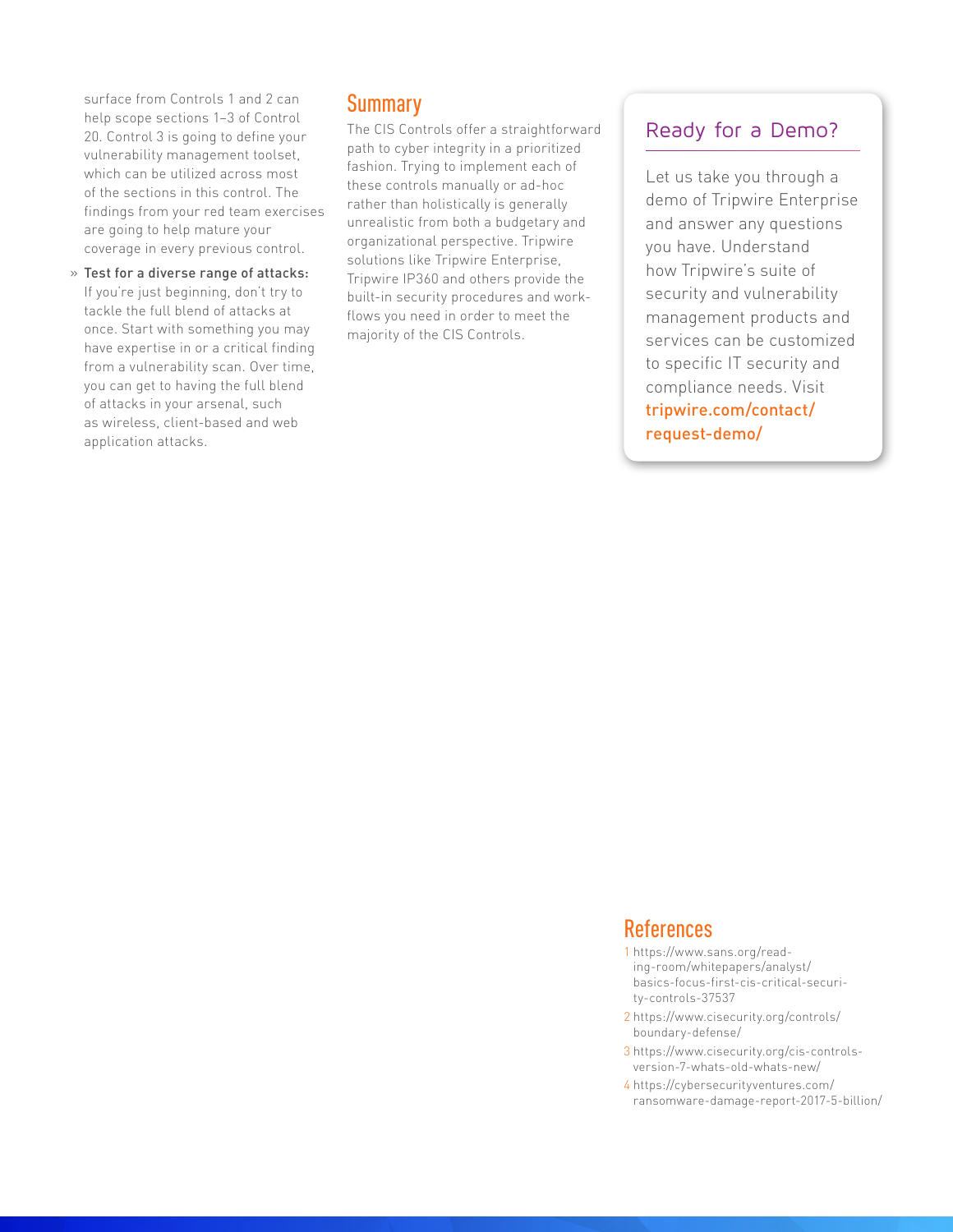surface from Controls 1 and 2 can help scope sections 1–3 of Control 20. Control 3 is going to define your vulnerability management toolset, which can be utilized across most of the sections in this control. The findings from your red team exercises are going to help mature your coverage in every previous control.

- **Test for a diverse range of attacks:** If you're just beginning, don't try to tackle the full blend of attacks at once. Start with something you may have expertise in or a critical finding from a vulnerability scan. Over time, you can get to having the full blend of attacks in your arsenal, such as wireless, client-based and web application attacks.

## Summary

The CIS Controls offer a straightforward path to cyber integrity in a prioritized fashion. Trying to implement each of these controls manually or ad-hoc rather than holistically is generally unrealistic from both a budgetary and organizational perspective. Tripwire solutions like Tripwire Enterprise, Tripwire IP360 and others provide the built-in security procedures and work-flows you need in order to meet the majority of the CIS Controls.

## Ready for a Demo?

Let us take you through a demo of Tripwire Enterprise and answer any questions you have. Understand how Tripwire's suite of security and vulnerability management products and services can be customized to specific IT security and compliance needs. Visit **tripwire.com/contact/request-demo/**

## References

1. https://www.sans.org/reading-room/whitepapers/analyst/basics-focus-first-cis-critical-security-controls-37537
2. https://www.cisecurity.org/controls/boundary-defense/
3. https://www.cisecurity.org/cis-controls-version-7-whats-old-whats-new/
4. https://cybersecurityventures.com/ransomware-damage-report-2017-5-billion/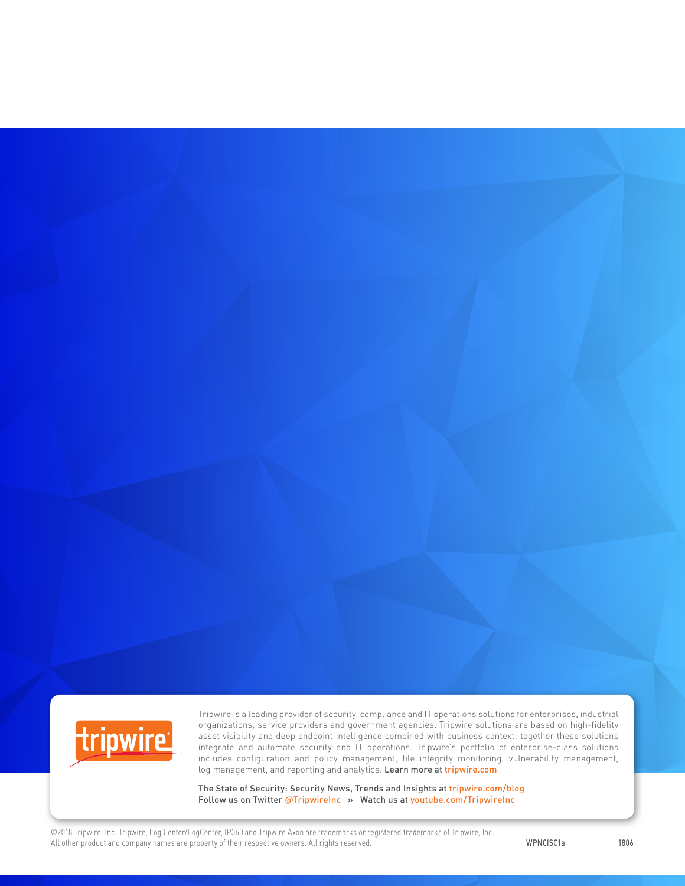tripwire

Tripwire is a leading provider of security, compliance and IT operations solutions for enterprises, industrial organizations, service providers and government agencies. Tripwire solutions are based on high-fidelity asset visibility and deep endpoint intelligence combined with business context; together these solutions integrate and automate security and IT operations. Tripwire's portfolio of enterprise-class solutions includes configuration and policy management, file integrity monitoring, vulnerability management, log management, and reporting and analytics. **Learn more at tripwire.com**

The State of Security: Security News, Trends and Insights at tripwire.com/blog
Follow us on Twitter @TripwireInc » Watch us at youtube.com/TripwireInc

©2018 Tripwire, Inc. Tripwire, Log Center/LogCenter, IP360 and Tripwire Axon are trademarks or registered trademarks of Tripwire, Inc.
All other product and company names are property of their respective owners. All rights reserved.

WPNCISC1a 1806